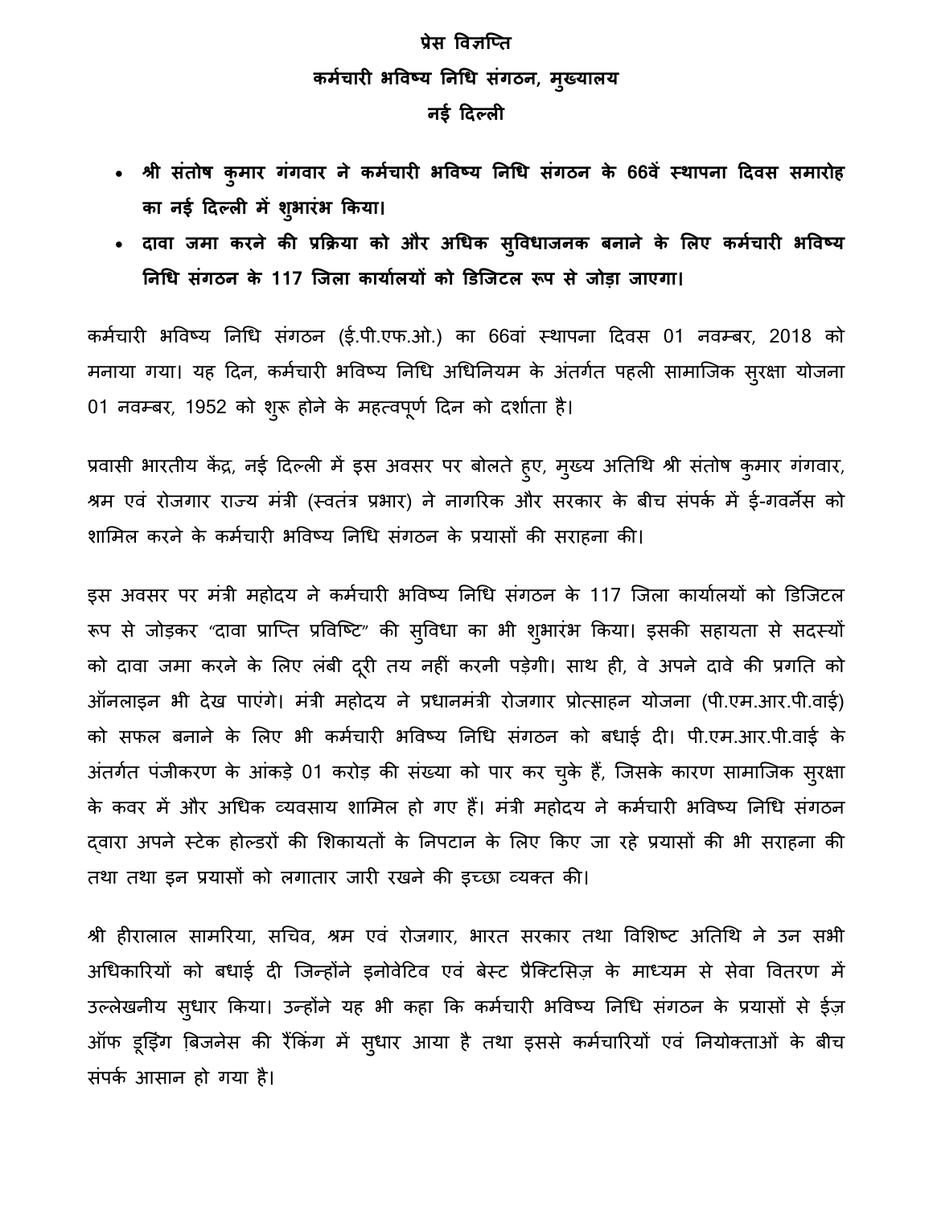**प्रेस विज्ञप्ति**

**कर्मचारी भविष्य निधि संगठन, मुख्यालय**

**नई दिल्ली**

- **श्री संतोष कुमार गंगवार ने कर्मचारी भविष्य निधि संगठन के 66वें स्थापना दिवस समारोह का नई दिल्ली में शुभारंभ किया।**
- **दावा जमा करने की प्रक्रिया को और अधिक सुविधाजनक बनाने के लिए कर्मचारी भविष्य निधि संगठन के 117 जिला कार्यालयों को डिजिटल रूप से जोड़ा जाएगा।**

कर्मचारी भविष्य निधि संगठन (ई.पी.एफ.ओ.) का 66वां स्थापना दिवस 01 नवम्बर, 2018 को मनाया गया। यह दिन, कर्मचारी भविष्य निधि अधिनियम के अंतर्गत पहली सामाजिक सुरक्षा योजना 01 नवम्बर, 1952 को शुरू होने के महत्वपूर्ण दिन को दर्शाता है।

प्रवासी भारतीय केंद्र, नई दिल्ली में इस अवसर पर बोलते हुए, मुख्य अतिथि श्री संतोष कुमार गंगवार, श्रम एवं रोजगार राज्य मंत्री (स्वतंत्र प्रभार) ने नागरिक और सरकार के बीच संपर्क में ई-गवर्नेंस को शामिल करने के कर्मचारी भविष्य निधि संगठन के प्रयासों की सराहना की।

इस अवसर पर मंत्री महोदय ने कर्मचारी भविष्य निधि संगठन के 117 जिला कार्यालयों को डिजिटल रूप से जोड़कर "दावा प्राप्ति प्रविष्टि" की सुविधा का भी शुभारंभ किया। इसकी सहायता से सदस्यों को दावा जमा करने के लिए लंबी दूरी तय नहीं करनी पड़ेगी। साथ ही, वे अपने दावे की प्रगति को ऑनलाइन भी देख पाएंगे। मंत्री महोदय ने प्रधानमंत्री रोजगार प्रोत्साहन योजना (पी.एम.आर.पी.वाई) को सफल बनाने के लिए भी कर्मचारी भविष्य निधि संगठन को बधाई दी। पी.एम.आर.पी.वाई के अंतर्गत पंजीकरण के आंकड़े 01 करोड़ की संख्या को पार कर चुके हैं, जिसके कारण सामाजिक सुरक्षा के कवर में और अधिक व्यवसाय शामिल हो गए हैं। मंत्री महोदय ने कर्मचारी भविष्य निधि संगठन द्वारा अपने स्टेक होल्डरों की शिकायतों के निपटान के लिए किए जा रहे प्रयासों की भी सराहना की तथा तथा इन प्रयासों को लगातार जारी रखने की इच्छा व्यक्त की।

श्री हीरालाल सामरिया, सचिव, श्रम एवं रोजगार, भारत सरकार तथा विशिष्ट अतिथि ने उन सभी अधिकारियों को बधाई दी जिन्होंने इनोवेटिव एवं बेस्ट प्रैक्टिसिज़ के माध्यम से सेवा वितरण में उल्लेखनीय सुधार किया। उन्होंने यह भी कहा कि कर्मचारी भविष्य निधि संगठन के प्रयासों से ईज़ ऑफ डूइंग बिजनेस की रैंकिंग में सुधार आया है तथा इससे कर्मचारियों एवं नियोक्ताओं के बीच संपर्क आसान हो गया है।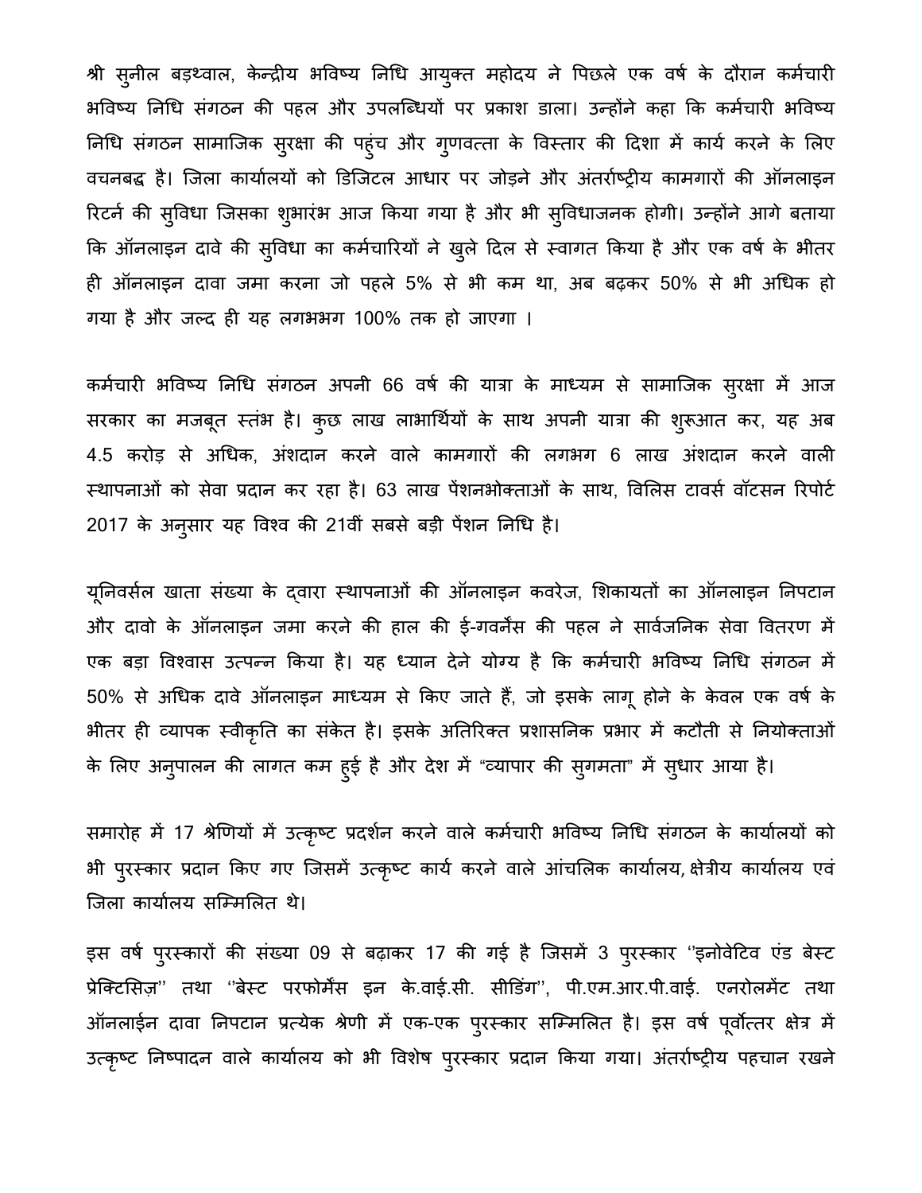श्री सुनील बड़थ्वाल, केन्द्रीय भविष्य निधि आयुक्त महोदय ने पिछले एक वर्ष के दौरान कर्मचारी भविष्य निधि संगठन की पहल और उपलब्धियों पर प्रकाश डाला। उन्होंने कहा कि कर्मचारी भविष्य निधि संगठन सामाजिक सुरक्षा की पहुंच और गुणवत्ता के विस्तार की दिशा में कार्य करने के लिए वचनबद्ध है। जिला कार्यालयों को डिजिटल आधार पर जोड़ने और अंतर्राष्ट्रीय कामगारों की ऑनलाइन रिटर्न की सुविधा जिसका शुभारंभ आज किया गया है और भी सुविधाजनक होगी। उन्होंने आगे बताया कि ऑनलाइन दावे की सुविधा का कर्मचारियों ने खुले दिल से स्वागत किया है और एक वर्ष के भीतर ही ऑनलाइन दावा जमा करना जो पहले 5% से भी कम था, अब बढ़कर 50% से भी अधिक हो गया है और जल्द ही यह लगभभग 100% तक हो जाएगा ।

कर्मचारी भविष्य निधि संगठन अपनी 66 वर्ष की यात्रा के माध्यम से सामाजिक सुरक्षा में आज सरकार का मजबूत स्तंभ है। कुछ लाख लाभार्थियों के साथ अपनी यात्रा की शुरूआत कर, यह अब 4.5 करोड़ से अधिक, अंशदान करने वाले कामगारों की लगभग 6 लाख अंशदान करने वाली स्थापनाओं को सेवा प्रदान कर रहा है। 63 लाख पेंशनभोक्ताओं के साथ, विलिस टावर्स वॉटसन रिपोर्ट 2017 के अनुसार यह विश्व की 21वीं सबसे बड़ी पेंशन निधि है।

यूनिवर्सल खाता संख्या के द्वारा स्थापनाओं की ऑनलाइन कवरेज, शिकायतों का ऑनलाइन निपटान और दावो के ऑनलाइन जमा करने की हाल की ई-गवर्नेंस की पहल ने सार्वजनिक सेवा वितरण में एक बड़ा विश्वास उत्पन्न किया है। यह ध्यान देने योग्य है कि कर्मचारी भविष्य निधि संगठन में 50% से अधिक दावे ऑनलाइन माध्यम से किए जाते हैं, जो इसके लागू होने के केवल एक वर्ष के भीतर ही व्यापक स्वीकृति का संकेत है। इसके अतिरिक्त प्रशासनिक प्रभार में कटौती से नियोक्ताओं के लिए अनुपालन की लागत कम हुई है और देश में "व्यापार की सुगमता" में सुधार आया है।

समारोह में 17 श्रेणियों में उत्कृष्ट प्रदर्शन करने वाले कर्मचारी भविष्य निधि संगठन के कार्यालयों को भी पुरस्कार प्रदान किए गए जिसमें उत्कृष्ट कार्य करने वाले आंचलिक कार्यालय, क्षेत्रीय कार्यालय एवं जिला कार्यालय सम्मिलित थे।

इस वर्ष पुरस्कारों की संख्या 09 से बढ़ाकर 17 की गई है जिसमें 3 पुरस्कार ''इनोवेटिव एंड बेस्ट प्रेक्टिसिज़'' तथा ''बेस्ट परफोर्मेंस इन के.वाई.सी. सीडिंग'', पी.एम.आर.पी.वाई. एनरोलमेंट तथा ऑनलाईन दावा निपटान प्रत्येक श्रेणी में एक-एक पुरस्कार सम्मिलित है। इस वर्ष पूर्वोत्तर क्षेत्र में उत्कृष्ट निष्पादन वाले कार्यालय को भी विशेष पुरस्कार प्रदान किया गया। अंतर्राष्ट्रीय पहचान रखने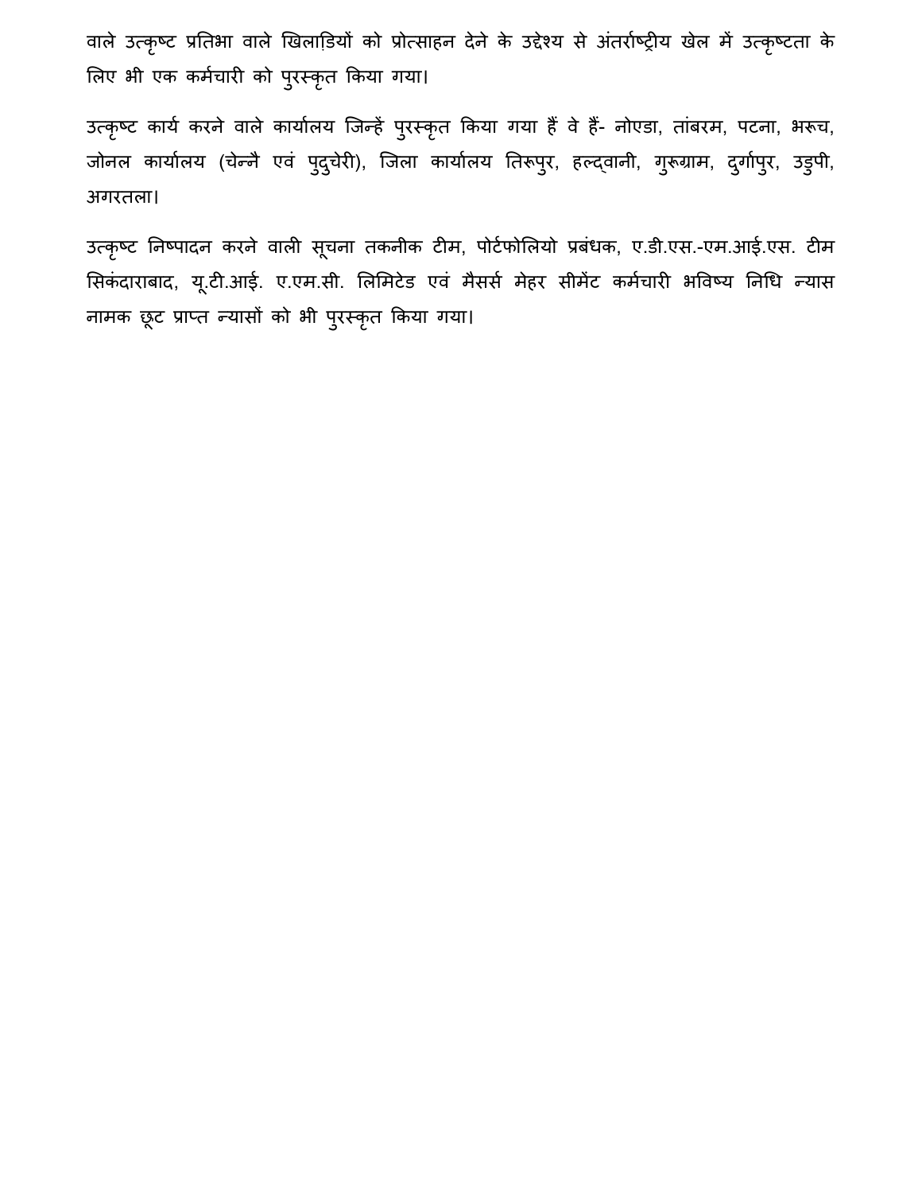वाले उत्कृष्ट प्रतिभा वाले खिलाड़ियों को प्रोत्साहन देने के उद्देश्य से अंतर्राष्ट्रीय खेल में उत्कृष्टता के लिए भी एक कर्मचारी को पुरस्कृत किया गया।

उत्कृष्ट कार्य करने वाले कार्यालय जिन्हें पुरस्कृत किया गया हैं वे हैं- नोएडा, तांबरम, पटना, भरूच, जोनल कार्यालय (चेन्नै एवं पुदुचेरी), जिला कार्यालय तिरूपुर, हल्द्वानी, गुरूग्राम, दुर्गापुर, उडुपी, अगरतला।

उत्कृष्ट निष्पादन करने वाली सूचना तकनीक टीम, पोर्टफोलियो प्रबंधक, ए.डी.एस.-एम.आई.एस. टीम सिकंदाराबाद, यू.टी.आई. ए.एम.सी. लिमिटेड एवं मैसर्स मेहर सीमेंट कर्मचारी भविष्य निधि न्यास नामक छूट प्राप्त न्यासों को भी पुरस्कृत किया गया।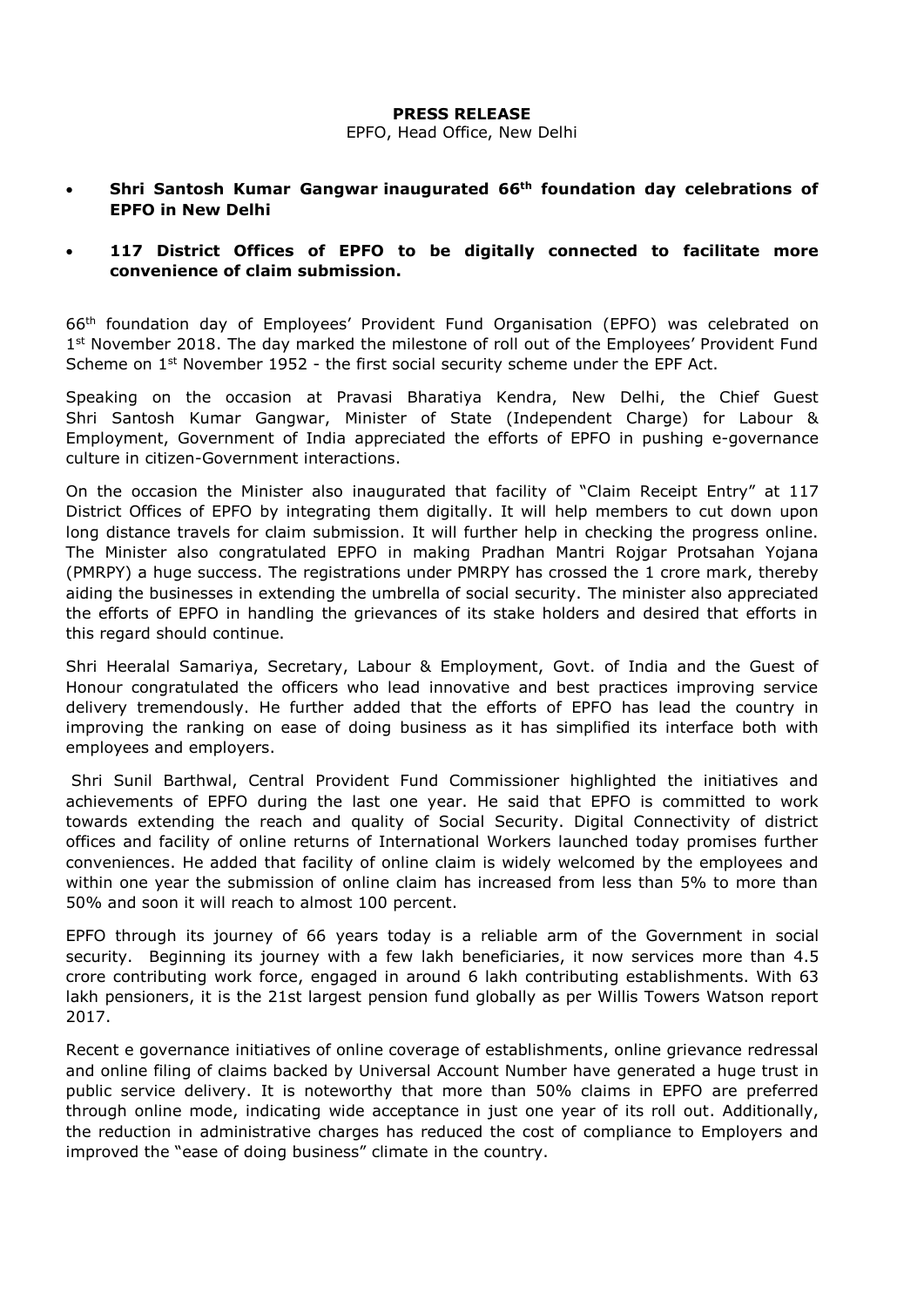**PRESS RELEASE**

EPFO, Head Office, New Delhi

- **Shri Santosh Kumar Gangwar inaugurated 66th foundation day celebrations of EPFO in New Delhi**
- **117 District Offices of EPFO to be digitally connected to facilitate more convenience of claim submission.**

66th foundation day of Employees' Provident Fund Organisation (EPFO) was celebrated on 1st November 2018. The day marked the milestone of roll out of the Employees' Provident Fund Scheme on 1st November 1952 - the first social security scheme under the EPF Act.

Speaking on the occasion at Pravasi Bharatiya Kendra, New Delhi, the Chief Guest Shri Santosh Kumar Gangwar, Minister of State (Independent Charge) for Labour & Employment, Government of India appreciated the efforts of EPFO in pushing e-governance culture in citizen-Government interactions.

On the occasion the Minister also inaugurated that facility of "Claim Receipt Entry" at 117 District Offices of EPFO by integrating them digitally. It will help members to cut down upon long distance travels for claim submission. It will further help in checking the progress online. The Minister also congratulated EPFO in making Pradhan Mantri Rojgar Protsahan Yojana (PMRPY) a huge success. The registrations under PMRPY has crossed the 1 crore mark, thereby aiding the businesses in extending the umbrella of social security. The minister also appreciated the efforts of EPFO in handling the grievances of its stake holders and desired that efforts in this regard should continue.

Shri Heeralal Samariya, Secretary, Labour & Employment, Govt. of India and the Guest of Honour congratulated the officers who lead innovative and best practices improving service delivery tremendously. He further added that the efforts of EPFO has lead the country in improving the ranking on ease of doing business as it has simplified its interface both with employees and employers.

Shri Sunil Barthwal, Central Provident Fund Commissioner highlighted the initiatives and achievements of EPFO during the last one year. He said that EPFO is committed to work towards extending the reach and quality of Social Security. Digital Connectivity of district offices and facility of online returns of International Workers launched today promises further conveniences. He added that facility of online claim is widely welcomed by the employees and within one year the submission of online claim has increased from less than 5% to more than 50% and soon it will reach to almost 100 percent.

EPFO through its journey of 66 years today is a reliable arm of the Government in social security. Beginning its journey with a few lakh beneficiaries, it now services more than 4.5 crore contributing work force, engaged in around 6 lakh contributing establishments. With 63 lakh pensioners, it is the 21st largest pension fund globally as per Willis Towers Watson report 2017.

Recent e governance initiatives of online coverage of establishments, online grievance redressal and online filing of claims backed by Universal Account Number have generated a huge trust in public service delivery. It is noteworthy that more than 50% claims in EPFO are preferred through online mode, indicating wide acceptance in just one year of its roll out. Additionally, the reduction in administrative charges has reduced the cost of compliance to Employers and improved the "ease of doing business" climate in the country.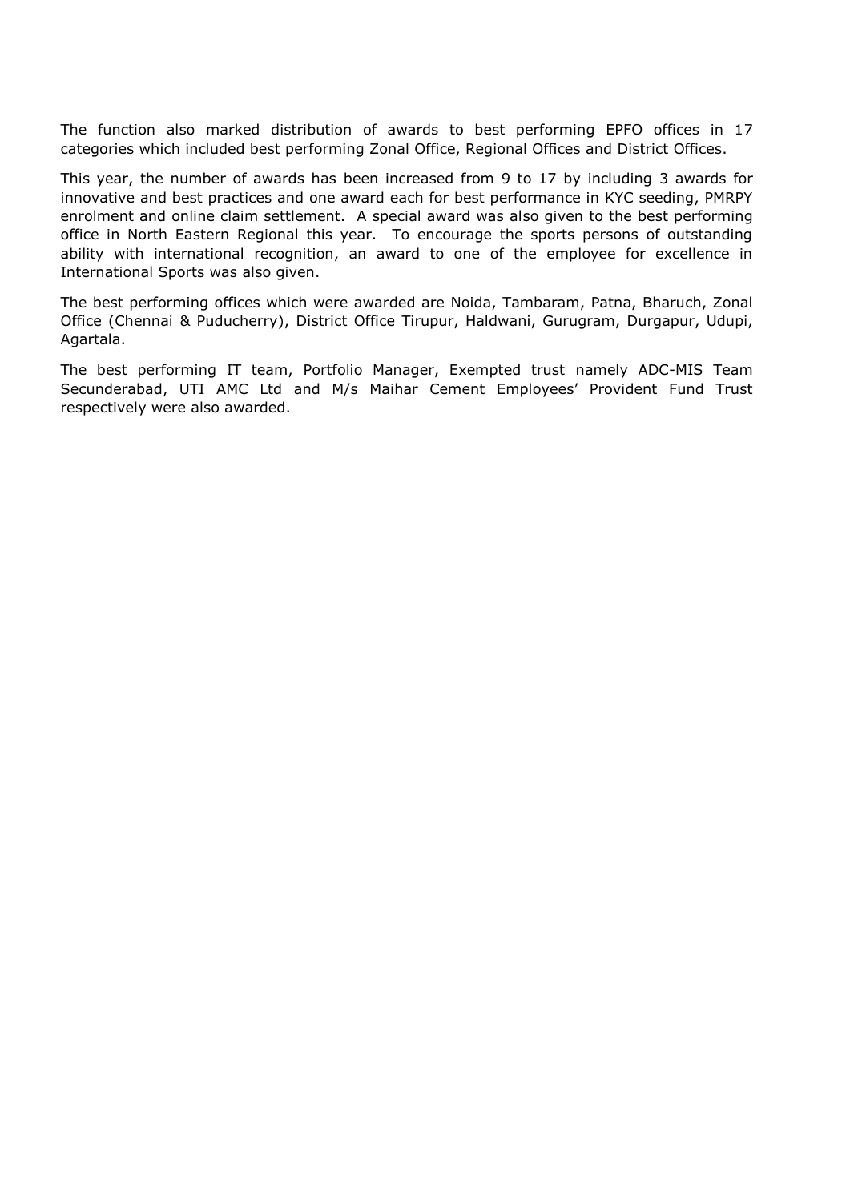The function also marked distribution of awards to best performing EPFO offices in 17 categories which included best performing Zonal Office, Regional Offices and District Offices.

This year, the number of awards has been increased from 9 to 17 by including 3 awards for innovative and best practices and one award each for best performance in KYC seeding, PMRPY enrolment and online claim settlement. A special award was also given to the best performing office in North Eastern Regional this year. To encourage the sports persons of outstanding ability with international recognition, an award to one of the employee for excellence in International Sports was also given.

The best performing offices which were awarded are Noida, Tambaram, Patna, Bharuch, Zonal Office (Chennai & Puducherry), District Office Tirupur, Haldwani, Gurugram, Durgapur, Udupi, Agartala.

The best performing IT team, Portfolio Manager, Exempted trust namely ADC-MIS Team Secunderabad, UTI AMC Ltd and M/s Maihar Cement Employees' Provident Fund Trust respectively were also awarded.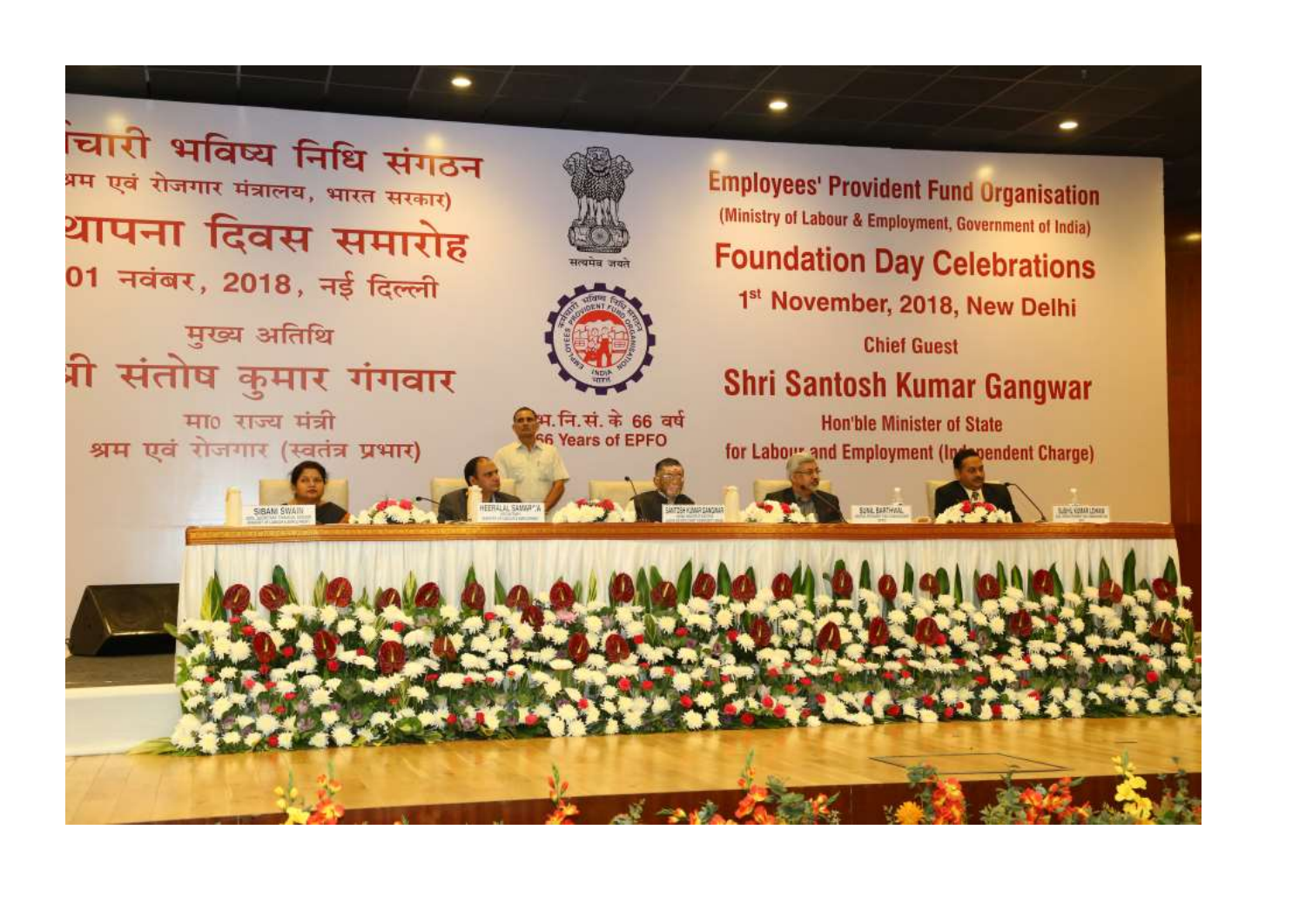# Employees' Provident Fund Organisation

(Ministry of Labour & Employment, Government of India)

## Foundation Day Celebrations

1st November, 2018, New Delhi

Chief Guest

**Shri Santosh Kumar Gangwar**

Hon'ble Minister of State

for Labour and Employment (Independent Charge)

66 Years of EPFO